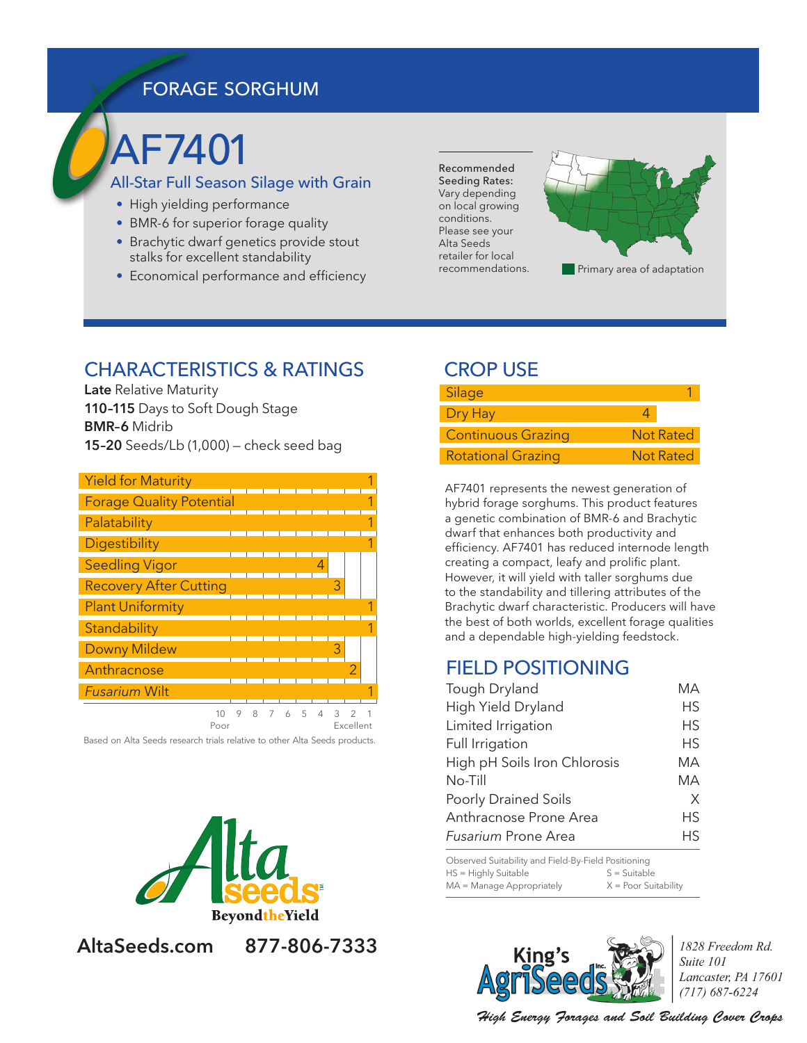FORAGE SORGHUM

# AF7401

## All-Star Full Season Silage with Grain

- High yielding performance
- BMR-6 for superior forage quality
- Brachytic dwarf genetics provide stout stalks for excellent standability
- Economical performance and efficiency

Recommended Seeding Rates: Vary depending on local growing conditions. Please see your Alta Seeds retailer for local recommendations.

Primary area of adaptation

## CHARACTERISTICS & RATINGS

**Late** Relative Maturity
**110–115** Days to Soft Dough Stage
**BMR-6** Midrib
**15–20** Seeds/Lb (1,000) – check seed bag

| Characteristic | Rating |
|---|---|
| Yield for Maturity | 1 |
| Forage Quality Potential | 1 |
| Palatability | 1 |
| Digestibility | 1 |
| Seedling Vigor | 4 |
| Recovery After Cutting | 3 |
| Plant Uniformity | 1 |
| Standability | 1 |
| Downy Mildew | 3 |
| Anthracnose | 2 |
| *Fusarium* Wilt | 1 |

Scale: 10 (Poor) – 1 (Excellent)

Based on Alta Seeds research trials relative to other Alta Seeds products.

## CROP USE

| Use | Rating |
|---|---|
| Silage | 1 |
| Dry Hay | 4 |
| Continuous Grazing | Not Rated |
| Rotational Grazing | Not Rated |

AF7401 represents the newest generation of hybrid forage sorghums. This product features a genetic combination of BMR-6 and Brachytic dwarf that enhances both productivity and efficiency. AF7401 has reduced internode length creating a compact, leafy and prolific plant. However, it will yield with taller sorghums due to the standability and tillering attributes of the Brachytic dwarf characteristic. Producers will have the best of both worlds, excellent forage qualities and a dependable high-yielding feedstock.

## FIELD POSITIONING

| Field | Positioning |
|---|---|
| Tough Dryland | MA |
| High Yield Dryland | HS |
| Limited Irrigation | HS |
| Full Irrigation | HS |
| High pH Soils Iron Chlorosis | MA |
| No-Till | MA |
| Poorly Drained Soils | X |
| Anthracnose Prone Area | HS |
| *Fusarium* Prone Area | HS |

Observed Suitability and Field-By-Field Positioning
HS = Highly Suitable; S = Suitable
MA = Manage Appropriately; X = Poor Suitability

Alta seeds – Beyond the Yield

AltaSeeds.com 877-806-7333

King's AgriSeeds Inc.
1828 Freedom Rd.
Suite 101
Lancaster, PA 17601
(717) 687-6224

*High Energy Forages and Soil Building Cover Crops*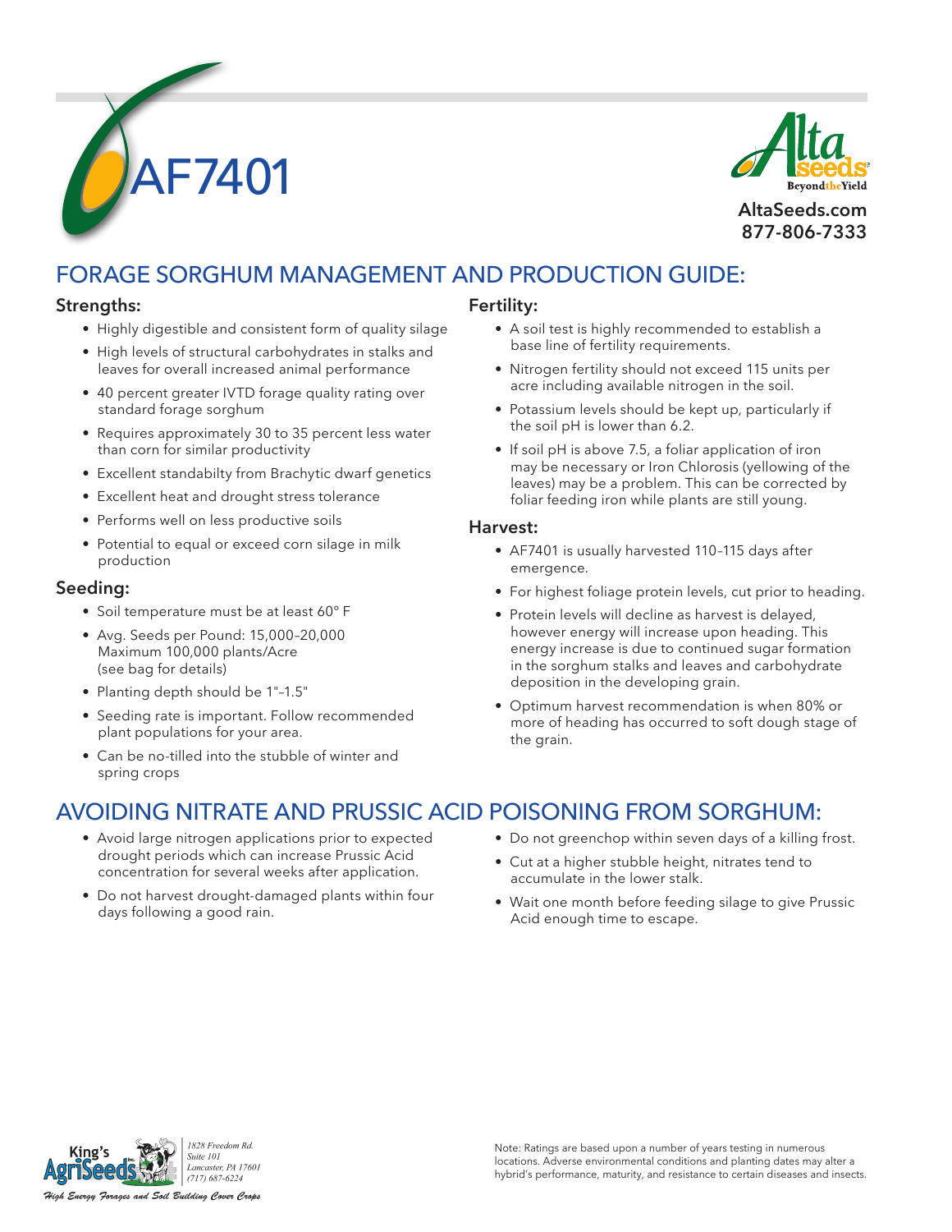# AF7401

AltaSeeds.com
877-806-7333

## FORAGE SORGHUM MANAGEMENT AND PRODUCTION GUIDE:

### Strengths:

- Highly digestible and consistent form of quality silage
- High levels of structural carbohydrates in stalks and leaves for overall increased animal performance
- 40 percent greater IVTD forage quality rating over standard forage sorghum
- Requires approximately 30 to 35 percent less water than corn for similar productivity
- Excellent standabilty from Brachytic dwarf genetics
- Excellent heat and drought stress tolerance
- Performs well on less productive soils
- Potential to equal or exceed corn silage in milk production

### Seeding:

- Soil temperature must be at least 60° F
- Avg. Seeds per Pound: 15,000–20,000
  Maximum 100,000 plants/Acre
  (see bag for details)
- Planting depth should be 1"–1.5"
- Seeding rate is important. Follow recommended plant populations for your area.
- Can be no-tilled into the stubble of winter and spring crops

### Fertility:

- A soil test is highly recommended to establish a base line of fertility requirements.
- Nitrogen fertility should not exceed 115 units per acre including available nitrogen in the soil.
- Potassium levels should be kept up, particularly if the soil pH is lower than 6.2.
- If soil pH is above 7.5, a foliar application of iron may be necessary or Iron Chlorosis (yellowing of the leaves) may be a problem. This can be corrected by foliar feeding iron while plants are still young.

### Harvest:

- AF7401 is usually harvested 110–115 days after emergence.
- For highest foliage protein levels, cut prior to heading.
- Protein levels will decline as harvest is delayed, however energy will increase upon heading. This energy increase is due to continued sugar formation in the sorghum stalks and leaves and carbohydrate deposition in the developing grain.
- Optimum harvest recommendation is when 80% or more of heading has occurred to soft dough stage of the grain.

## AVOIDING NITRATE AND PRUSSIC ACID POISONING FROM SORGHUM:

- Avoid large nitrogen applications prior to expected drought periods which can increase Prussic Acid concentration for several weeks after application.
- Do not harvest drought-damaged plants within four days following a good rain.
- Do not greenchop within seven days of a killing frost.
- Cut at a higher stubble height, nitrates tend to accumulate in the lower stalk.
- Wait one month before feeding silage to give Prussic Acid enough time to escape.

King's AgriSeeds Inc.
1828 Freedom Rd.
Suite 101
Lancaster, PA 17601
(717) 687-6224
*High Energy Forages and Soil Building Cover Crops*

Note: Ratings are based upon a number of years testing in numerous locations. Adverse environmental conditions and planting dates may alter a hybrid's performance, maturity, and resistance to certain diseases and insects.